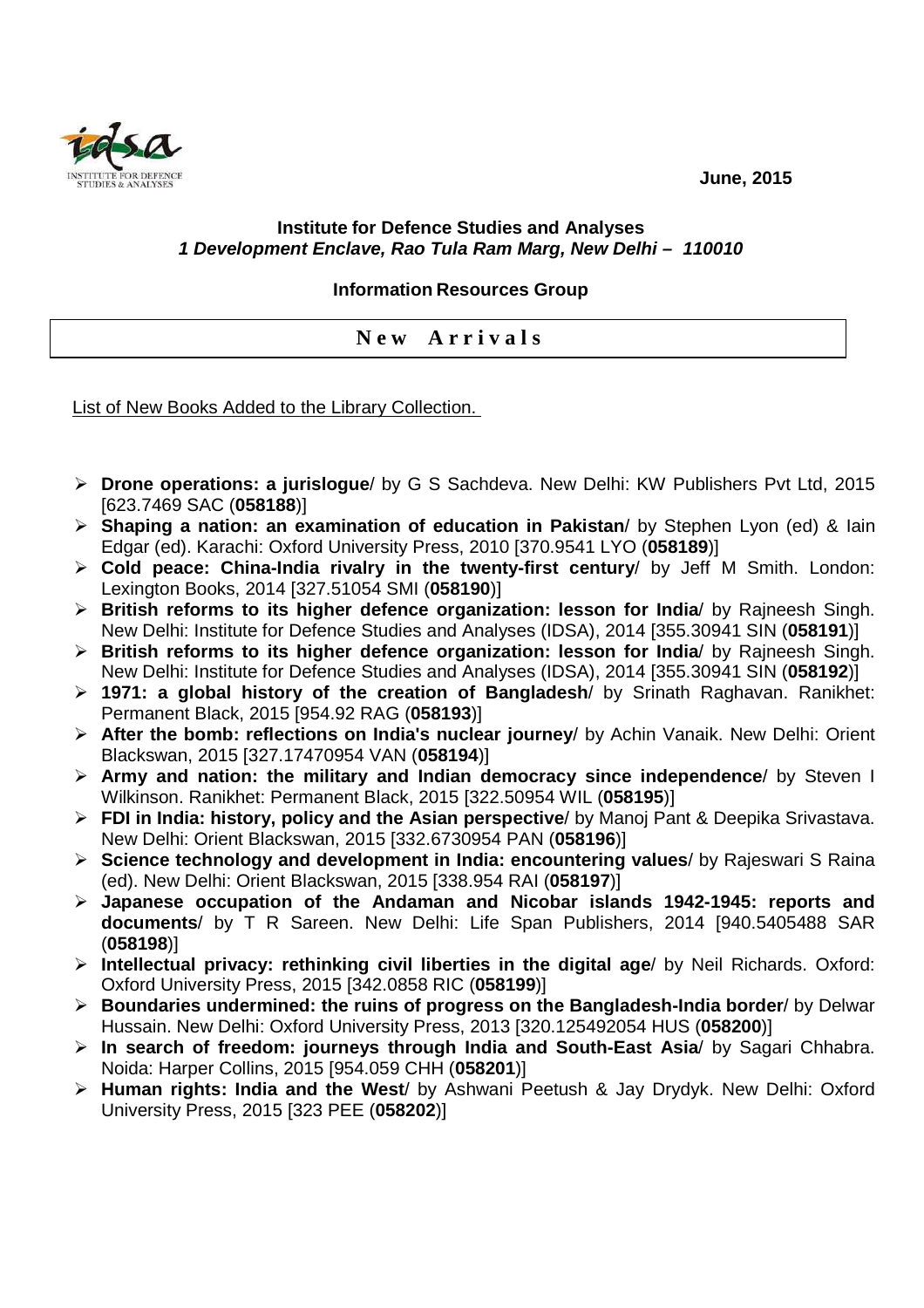June, 2015

**Institute for Defence Studies and Analyses**
***1 Development Enclave, Rao Tula Ram Marg, New Delhi – 110010***

**Information Resources Group**

## New Arrivals

List of New Books Added to the Library Collection.

- **Drone operations: a jurislogue**/ by G S Sachdeva. New Delhi: KW Publishers Pvt Ltd, 2015 [623.7469 SAC (**058188**)]
- **Shaping a nation: an examination of education in Pakistan**/ by Stephen Lyon (ed) & Iain Edgar (ed). Karachi: Oxford University Press, 2010 [370.9541 LYO (**058189**)]
- **Cold peace: China-India rivalry in the twenty-first century**/ by Jeff M Smith. London: Lexington Books, 2014 [327.51054 SMI (**058190**)]
- **British reforms to its higher defence organization: lesson for India**/ by Rajneesh Singh. New Delhi: Institute for Defence Studies and Analyses (IDSA), 2014 [355.30941 SIN (**058191**)]
- **British reforms to its higher defence organization: lesson for India**/ by Rajneesh Singh. New Delhi: Institute for Defence Studies and Analyses (IDSA), 2014 [355.30941 SIN (**058192**)]
- **1971: a global history of the creation of Bangladesh**/ by Srinath Raghavan. Ranikhet: Permanent Black, 2015 [954.92 RAG (**058193**)]
- **After the bomb: reflections on India's nuclear journey**/ by Achin Vanaik. New Delhi: Orient Blackswan, 2015 [327.17470954 VAN (**058194**)]
- **Army and nation: the military and Indian democracy since independence**/ by Steven I Wilkinson. Ranikhet: Permanent Black, 2015 [322.50954 WIL (**058195**)]
- **FDI in India: history, policy and the Asian perspective**/ by Manoj Pant & Deepika Srivastava. New Delhi: Orient Blackswan, 2015 [332.6730954 PAN (**058196**)]
- **Science technology and development in India: encountering values**/ by Rajeswari S Raina (ed). New Delhi: Orient Blackswan, 2015 [338.954 RAI (**058197**)]
- **Japanese occupation of the Andaman and Nicobar islands 1942-1945: reports and documents**/ by T R Sareen. New Delhi: Life Span Publishers, 2014 [940.5405488 SAR (**058198**)]
- **Intellectual privacy: rethinking civil liberties in the digital age**/ by Neil Richards. Oxford: Oxford University Press, 2015 [342.0858 RIC (**058199**)]
- **Boundaries undermined: the ruins of progress on the Bangladesh-India border**/ by Delwar Hussain. New Delhi: Oxford University Press, 2013 [320.125492054 HUS (**058200**)]
- **In search of freedom: journeys through India and South-East Asia**/ by Sagari Chhabra. Noida: Harper Collins, 2015 [954.059 CHH (**058201**)]
- **Human rights: India and the West**/ by Ashwani Peetush & Jay Drydyk. New Delhi: Oxford University Press, 2015 [323 PEE (**058202**)]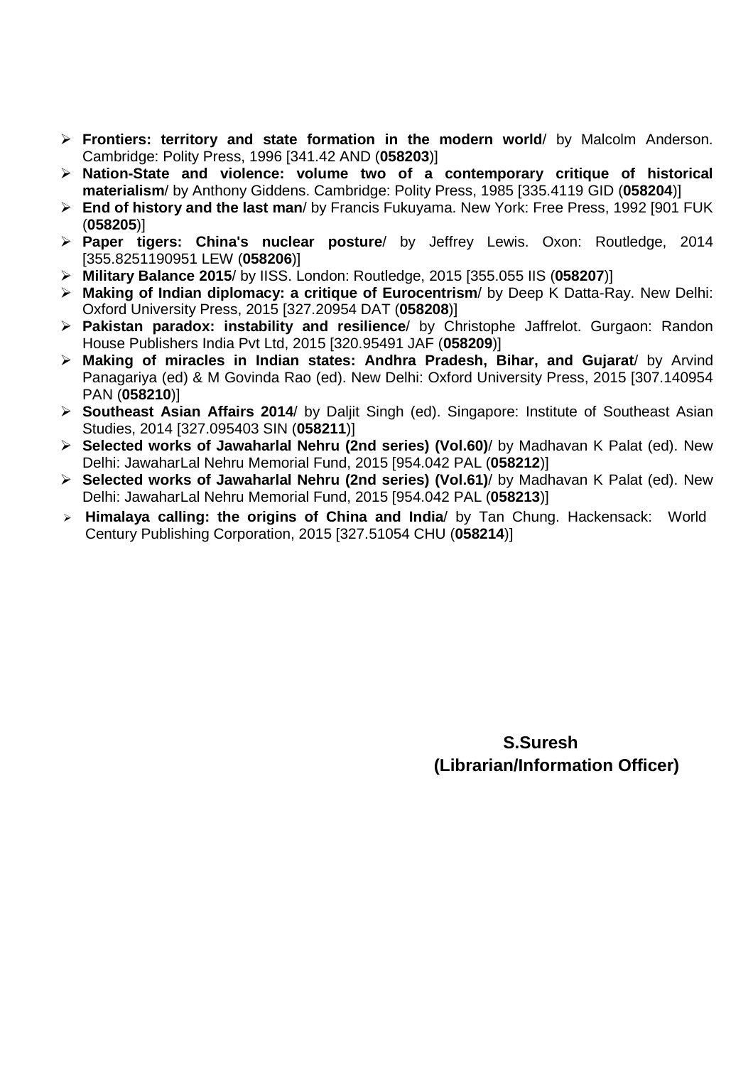- **Frontiers: territory and state formation in the modern world**/ by Malcolm Anderson. Cambridge: Polity Press, 1996 [341.42 AND (**058203**)]
- **Nation-State and violence: volume two of a contemporary critique of historical materialism**/ by Anthony Giddens. Cambridge: Polity Press, 1985 [335.4119 GID (**058204**)]
- **End of history and the last man**/ by Francis Fukuyama. New York: Free Press, 1992 [901 FUK (**058205**)]
- **Paper tigers: China's nuclear posture**/ by Jeffrey Lewis. Oxon: Routledge, 2014 [355.8251190951 LEW (**058206**)]
- **Military Balance 2015**/ by IISS. London: Routledge, 2015 [355.055 IIS (**058207**)]
- **Making of Indian diplomacy: a critique of Eurocentrism**/ by Deep K Datta-Ray. New Delhi: Oxford University Press, 2015 [327.20954 DAT (**058208**)]
- **Pakistan paradox: instability and resilience**/ by Christophe Jaffrelot. Gurgaon: Randon House Publishers India Pvt Ltd, 2015 [320.95491 JAF (**058209**)]
- **Making of miracles in Indian states: Andhra Pradesh, Bihar, and Gujarat**/ by Arvind Panagariya (ed) & M Govinda Rao (ed). New Delhi: Oxford University Press, 2015 [307.140954 PAN (**058210**)]
- **Southeast Asian Affairs 2014**/ by Daljit Singh (ed). Singapore: Institute of Southeast Asian Studies, 2014 [327.095403 SIN (**058211**)]
- **Selected works of Jawaharlal Nehru (2nd series) (Vol.60)**/ by Madhavan K Palat (ed). New Delhi: JawaharLal Nehru Memorial Fund, 2015 [954.042 PAL (**058212**)]
- **Selected works of Jawaharlal Nehru (2nd series) (Vol.61)**/ by Madhavan K Palat (ed). New Delhi: JawaharLal Nehru Memorial Fund, 2015 [954.042 PAL (**058213**)]
- **Himalaya calling: the origins of China and India**/ by Tan Chung. Hackensack: World Century Publishing Corporation, 2015 [327.51054 CHU (**058214**)]

**S.Suresh**
**(Librarian/Information Officer)**